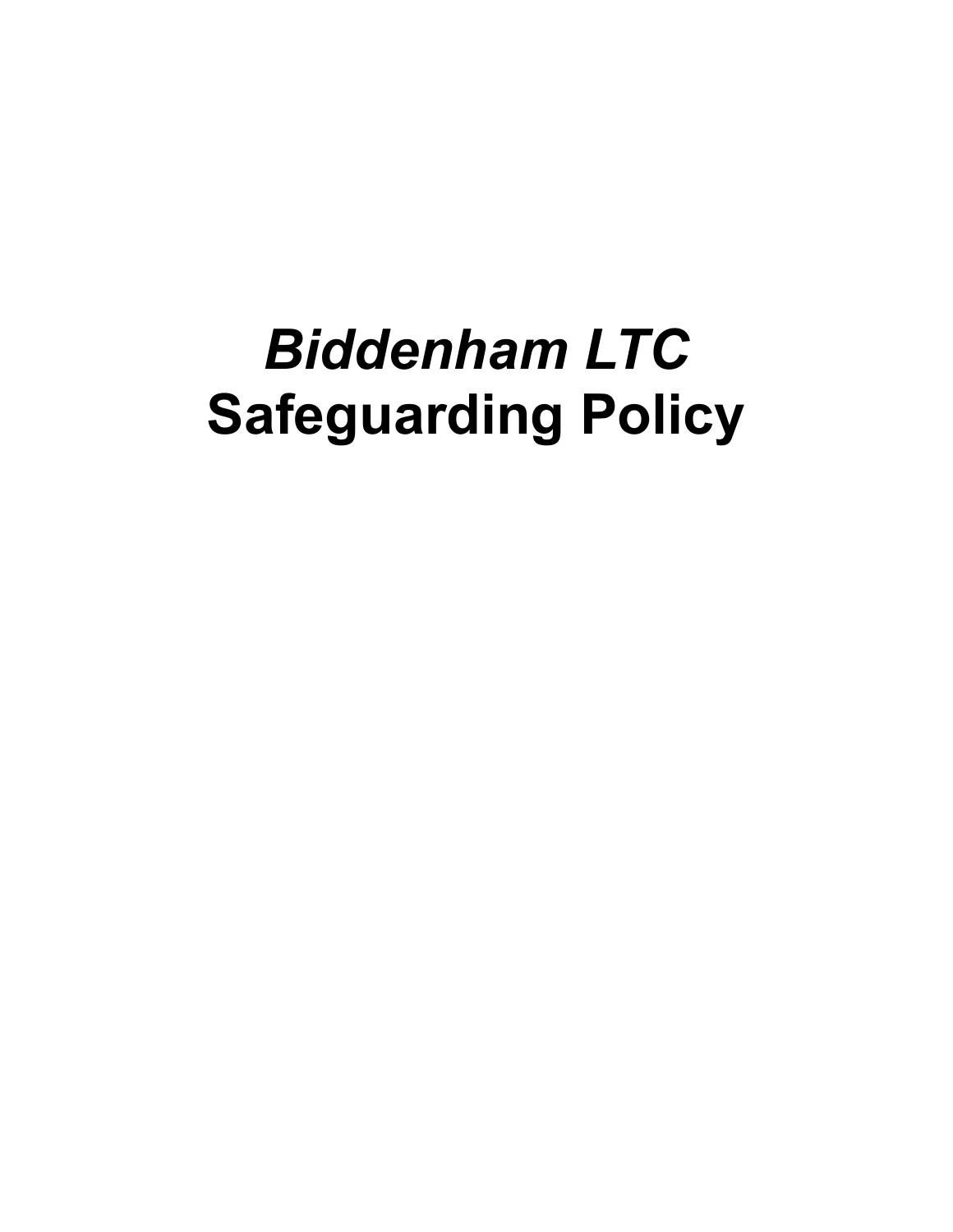# *Biddenham LTC*
# Safeguarding Policy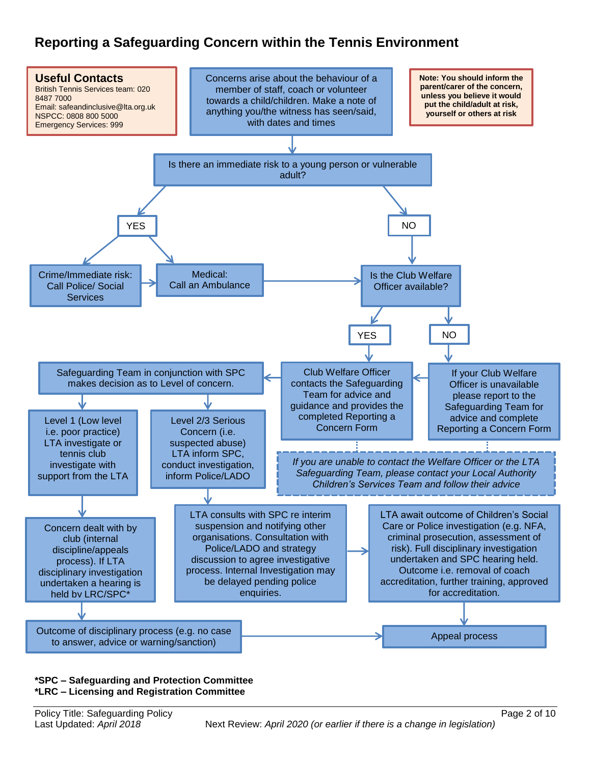# Reporting a Safeguarding Concern within the Tennis Environment

**Useful Contacts**
British Tennis Services team: 020 8487 7000
Email: safeandinclusive@lta.org.uk
NSPCC: 0808 800 5000
Emergency Services: 999

**Note: You should inform the parent/carer of the concern, unless you believe it would put the child/adult at risk, yourself or others at risk**

Concerns arise about the behaviour of a member of staff, coach or volunteer towards a child/children. Make a note of anything you/the witness has seen/said, with dates and times

Is there an immediate risk to a young person or vulnerable adult?

- **YES**
  - Crime/Immediate risk: Call Police/ Social Services
  - Medical: Call an Ambulance
  - → Is the Club Welfare Officer available?
- **NO**
  - Is the Club Welfare Officer available?

Is the Club Welfare Officer available?

- **YES**: Club Welfare Officer contacts the Safeguarding Team for advice and guidance and provides the completed Reporting a Concern Form
- **NO**: If your Club Welfare Officer is unavailable please report to the Safeguarding Team for advice and complete Reporting a Concern Form

*If you are unable to contact the Welfare Officer or the LTA Safeguarding Team, please contact your Local Authority Children's Services Team and follow their advice*

Safeguarding Team in conjunction with SPC makes decision as to Level of concern.

- Level 1 (Low level i.e. poor practice) LTA investigate or tennis club investigate with support from the LTA
  - Concern dealt with by club (internal discipline/appeals process). If LTA disciplinary investigation undertaken a hearing is held by LRC/SPC*
  - Outcome of disciplinary process (e.g. no case to answer, advice or warning/sanction)
  - Appeal process
- Level 2/3 Serious Concern (i.e. suspected abuse) LTA inform SPC, conduct investigation, inform Police/LADO
  - LTA consults with SPC re interim suspension and notifying other organisations. Consultation with Police/LADO and strategy discussion to agree investigative process. Internal Investigation may be delayed pending police enquiries.
  - LTA await outcome of Children's Social Care or Police investigation (e.g. NFA, criminal prosecution, assessment of risk). Full disciplinary investigation undertaken and SPC hearing held. Outcome i.e. removal of coach accreditation, further training, approved for accreditation.
  - Appeal process

**\*SPC – Safeguarding and Protection Committee**
**\*LRC – Licensing and Registration Committee**

Policy Title: Safeguarding Policy
Last Updated: *April 2018*
Next Review: *April 2020 (or earlier if there is a change in legislation)*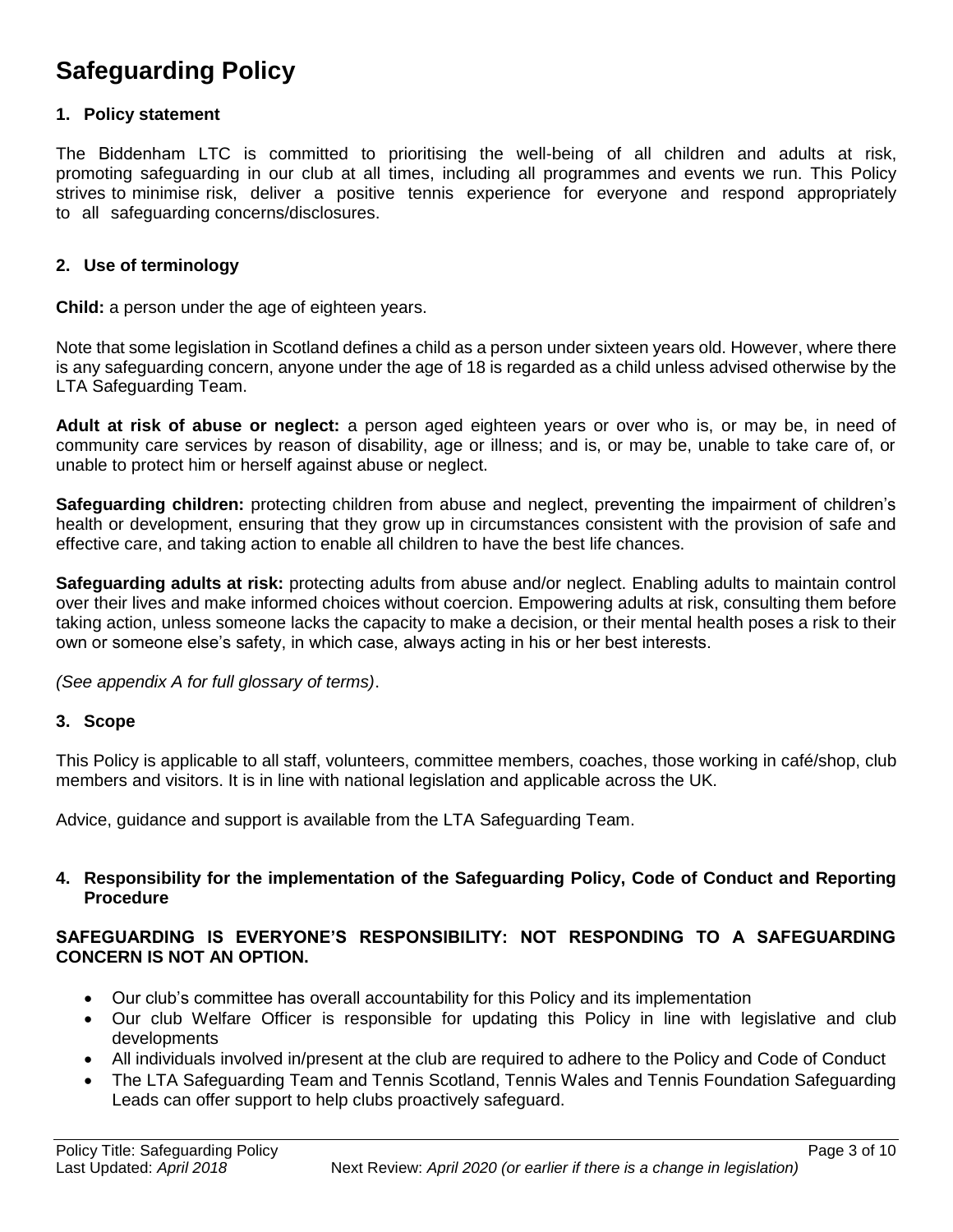# Safeguarding Policy

## 1. Policy statement

The Biddenham LTC is committed to prioritising the well-being of all children and adults at risk, promoting safeguarding in our club at all times, including all programmes and events we run. This Policy strives to minimise risk, deliver a positive tennis experience for everyone and respond appropriately to all safeguarding concerns/disclosures.

## 2. Use of terminology

**Child:** a person under the age of eighteen years.

Note that some legislation in Scotland defines a child as a person under sixteen years old. However, where there is any safeguarding concern, anyone under the age of 18 is regarded as a child unless advised otherwise by the LTA Safeguarding Team.

**Adult at risk of abuse or neglect:** a person aged eighteen years or over who is, or may be, in need of community care services by reason of disability, age or illness; and is, or may be, unable to take care of, or unable to protect him or herself against abuse or neglect.

**Safeguarding children:** protecting children from abuse and neglect, preventing the impairment of children's health or development, ensuring that they grow up in circumstances consistent with the provision of safe and effective care, and taking action to enable all children to have the best life chances.

**Safeguarding adults at risk:** protecting adults from abuse and/or neglect. Enabling adults to maintain control over their lives and make informed choices without coercion. Empowering adults at risk, consulting them before taking action, unless someone lacks the capacity to make a decision, or their mental health poses a risk to their own or someone else's safety, in which case, always acting in his or her best interests.

*(See appendix A for full glossary of terms)*.

## 3. Scope

This Policy is applicable to all staff, volunteers, committee members, coaches, those working in café/shop, club members and visitors. It is in line with national legislation and applicable across the UK.

Advice, guidance and support is available from the LTA Safeguarding Team.

## 4. Responsibility for the implementation of the Safeguarding Policy, Code of Conduct and Reporting Procedure

**SAFEGUARDING IS EVERYONE'S RESPONSIBILITY: NOT RESPONDING TO A SAFEGUARDING CONCERN IS NOT AN OPTION.**

- Our club's committee has overall accountability for this Policy and its implementation
- Our club Welfare Officer is responsible for updating this Policy in line with legislative and club developments
- All individuals involved in/present at the club are required to adhere to the Policy and Code of Conduct
- The LTA Safeguarding Team and Tennis Scotland, Tennis Wales and Tennis Foundation Safeguarding Leads can offer support to help clubs proactively safeguard.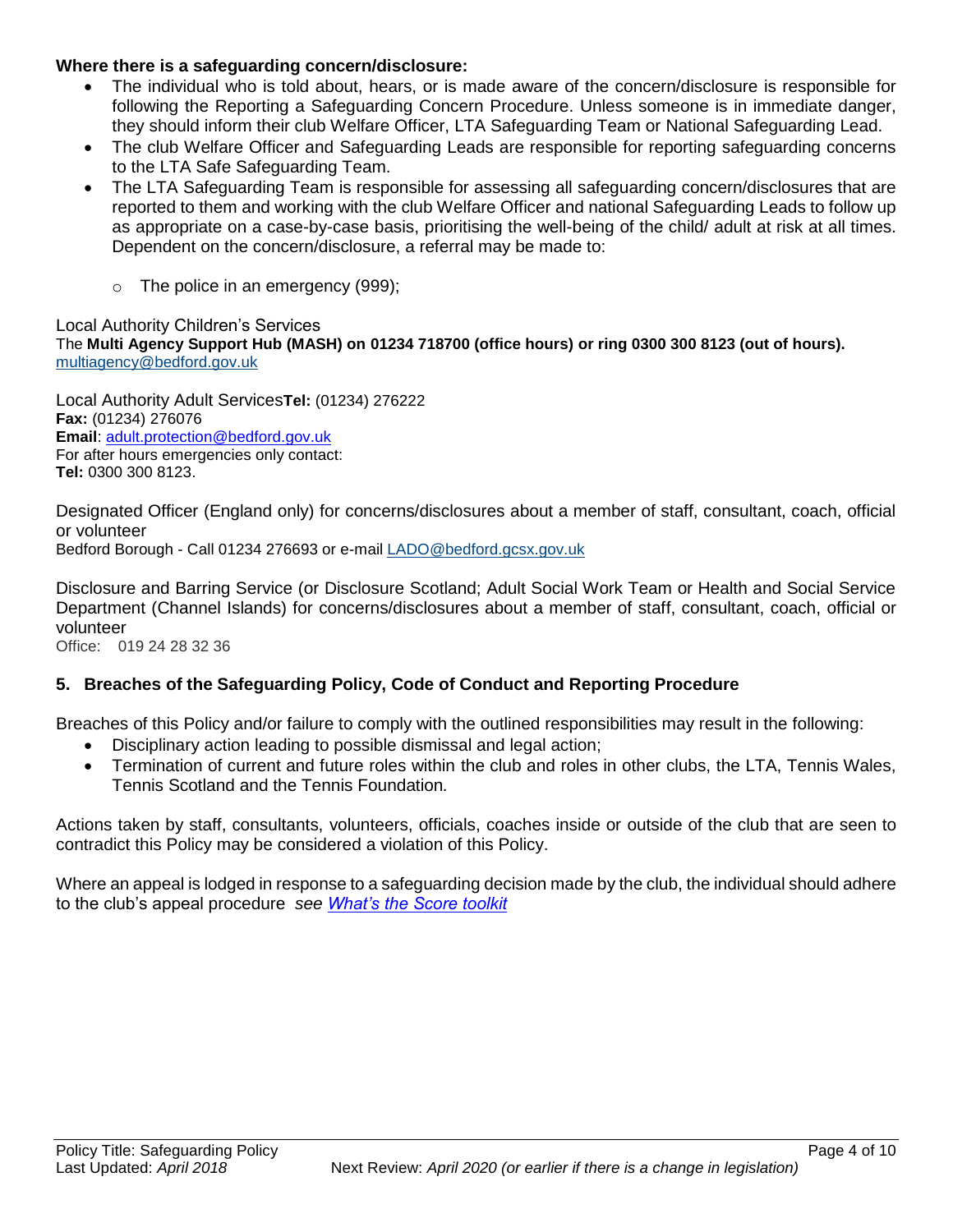**Where there is a safeguarding concern/disclosure:**

- The individual who is told about, hears, or is made aware of the concern/disclosure is responsible for following the Reporting a Safeguarding Concern Procedure. Unless someone is in immediate danger, they should inform their club Welfare Officer, LTA Safeguarding Team or National Safeguarding Lead.
- The club Welfare Officer and Safeguarding Leads are responsible for reporting safeguarding concerns to the LTA Safe Safeguarding Team.
- The LTA Safeguarding Team is responsible for assessing all safeguarding concern/disclosures that are reported to them and working with the club Welfare Officer and national Safeguarding Leads to follow up as appropriate on a case-by-case basis, prioritising the well-being of the child/ adult at risk at all times. Dependent on the concern/disclosure, a referral may be made to:
  - The police in an emergency (999);

Local Authority Children's Services
The **Multi Agency Support Hub (MASH) on 01234 718700 (office hours) or ring 0300 300 8123 (out of hours).**
multiagency@bedford.gov.uk

Local Authority Adult Services**Tel:** (01234) 276222
**Fax:** (01234) 276076
**Email**: adult.protection@bedford.gov.uk
For after hours emergencies only contact:
**Tel:** 0300 300 8123.

Designated Officer (England only) for concerns/disclosures about a member of staff, consultant, coach, official or volunteer
Bedford Borough - Call 01234 276693 or e-mail LADO@bedford.gcsx.gov.uk

Disclosure and Barring Service (or Disclosure Scotland; Adult Social Work Team or Health and Social Service Department (Channel Islands) for concerns/disclosures about a member of staff, consultant, coach, official or volunteer
Office: 019 24 28 32 36

## 5. Breaches of the Safeguarding Policy, Code of Conduct and Reporting Procedure

Breaches of this Policy and/or failure to comply with the outlined responsibilities may result in the following:

- Disciplinary action leading to possible dismissal and legal action;
- Termination of current and future roles within the club and roles in other clubs, the LTA, Tennis Wales, Tennis Scotland and the Tennis Foundation*.*

Actions taken by staff, consultants, volunteers, officials, coaches inside or outside of the club that are seen to contradict this Policy may be considered a violation of this Policy.

Where an appeal is lodged in response to a safeguarding decision made by the club, the individual should adhere to the club's appeal procedure *see What's the Score toolkit*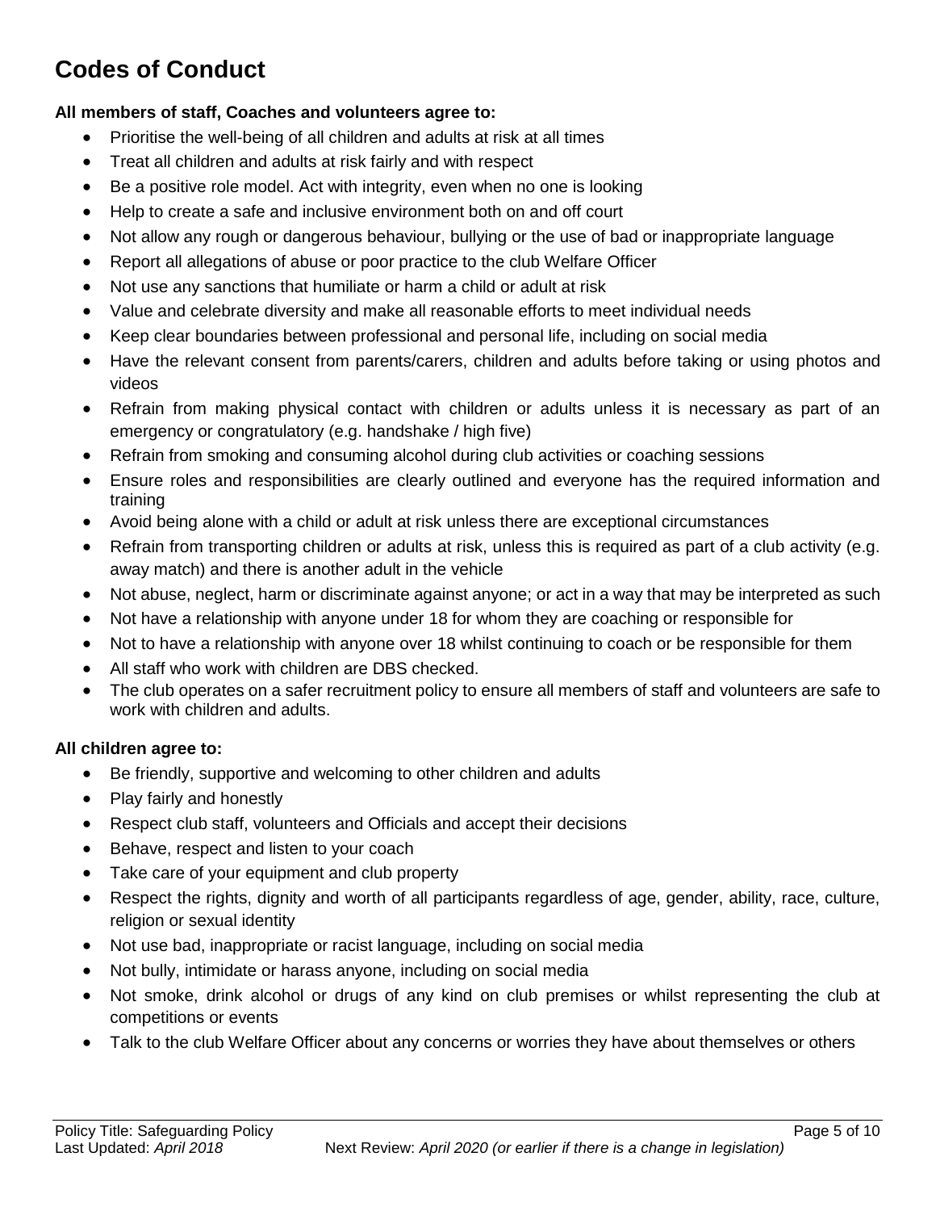# Codes of Conduct

**All members of staff, Coaches and volunteers agree to:**

- Prioritise the well-being of all children and adults at risk at all times
- Treat all children and adults at risk fairly and with respect
- Be a positive role model. Act with integrity, even when no one is looking
- Help to create a safe and inclusive environment both on and off court
- Not allow any rough or dangerous behaviour, bullying or the use of bad or inappropriate language
- Report all allegations of abuse or poor practice to the club Welfare Officer
- Not use any sanctions that humiliate or harm a child or adult at risk
- Value and celebrate diversity and make all reasonable efforts to meet individual needs
- Keep clear boundaries between professional and personal life, including on social media
- Have the relevant consent from parents/carers, children and adults before taking or using photos and videos
- Refrain from making physical contact with children or adults unless it is necessary as part of an emergency or congratulatory (e.g. handshake / high five)
- Refrain from smoking and consuming alcohol during club activities or coaching sessions
- Ensure roles and responsibilities are clearly outlined and everyone has the required information and training
- Avoid being alone with a child or adult at risk unless there are exceptional circumstances
- Refrain from transporting children or adults at risk, unless this is required as part of a club activity (e.g. away match) and there is another adult in the vehicle
- Not abuse, neglect, harm or discriminate against anyone; or act in a way that may be interpreted as such
- Not have a relationship with anyone under 18 for whom they are coaching or responsible for
- Not to have a relationship with anyone over 18 whilst continuing to coach or be responsible for them
- All staff who work with children are DBS checked.
- The club operates on a safer recruitment policy to ensure all members of staff and volunteers are safe to work with children and adults.

**All children agree to:**

- Be friendly, supportive and welcoming to other children and adults
- Play fairly and honestly
- Respect club staff, volunteers and Officials and accept their decisions
- Behave, respect and listen to your coach
- Take care of your equipment and club property
- Respect the rights, dignity and worth of all participants regardless of age, gender, ability, race, culture, religion or sexual identity
- Not use bad, inappropriate or racist language, including on social media
- Not bully, intimidate or harass anyone, including on social media
- Not smoke, drink alcohol or drugs of any kind on club premises or whilst representing the club at competitions or events
- Talk to the club Welfare Officer about any concerns or worries they have about themselves or others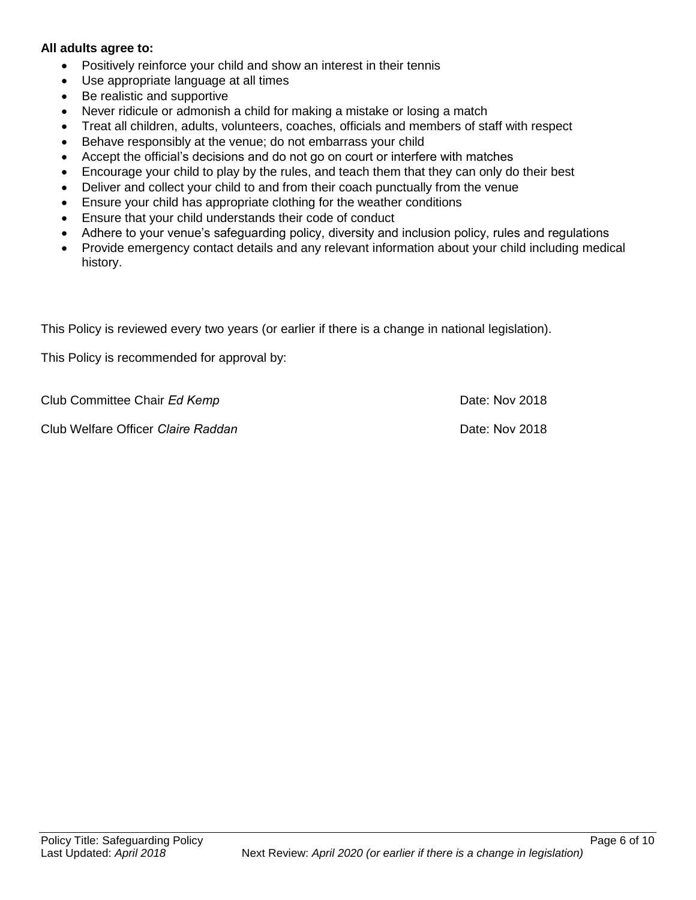**All adults agree to:**

- Positively reinforce your child and show an interest in their tennis
- Use appropriate language at all times
- Be realistic and supportive
- Never ridicule or admonish a child for making a mistake or losing a match
- Treat all children, adults, volunteers, coaches, officials and members of staff with respect
- Behave responsibly at the venue; do not embarrass your child
- Accept the official's decisions and do not go on court or interfere with matches
- Encourage your child to play by the rules, and teach them that they can only do their best
- Deliver and collect your child to and from their coach punctually from the venue
- Ensure your child has appropriate clothing for the weather conditions
- Ensure that your child understands their code of conduct
- Adhere to your venue's safeguarding policy, diversity and inclusion policy, rules and regulations
- Provide emergency contact details and any relevant information about your child including medical history.

This Policy is reviewed every two years (or earlier if there is a change in national legislation).

This Policy is recommended for approval by:

Club Committee Chair *Ed Kemp* Date: Nov 2018

Club Welfare Officer *Claire Raddan* Date: Nov 2018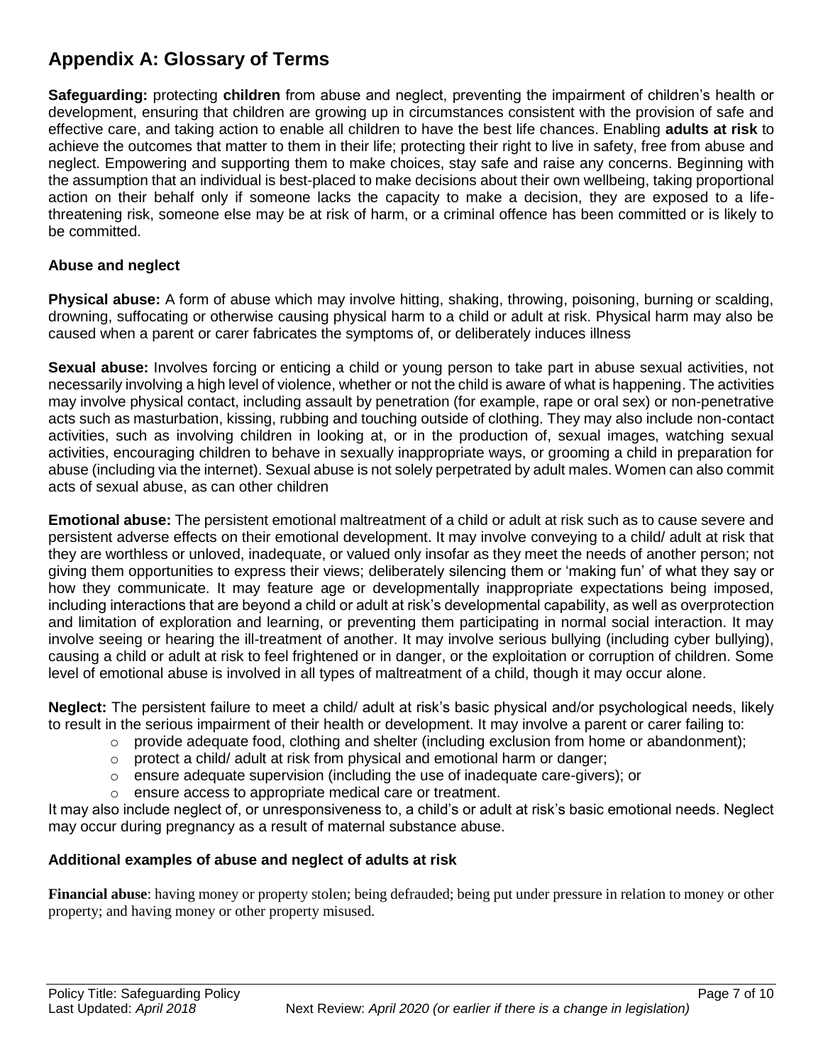## Appendix A: Glossary of Terms

**Safeguarding:** protecting **children** from abuse and neglect, preventing the impairment of children's health or development, ensuring that children are growing up in circumstances consistent with the provision of safe and effective care, and taking action to enable all children to have the best life chances. Enabling **adults at risk** to achieve the outcomes that matter to them in their life; protecting their right to live in safety, free from abuse and neglect. Empowering and supporting them to make choices, stay safe and raise any concerns. Beginning with the assumption that an individual is best-placed to make decisions about their own wellbeing, taking proportional action on their behalf only if someone lacks the capacity to make a decision, they are exposed to a life-threatening risk, someone else may be at risk of harm, or a criminal offence has been committed or is likely to be committed.

### Abuse and neglect

**Physical abuse:** A form of abuse which may involve hitting, shaking, throwing, poisoning, burning or scalding, drowning, suffocating or otherwise causing physical harm to a child or adult at risk. Physical harm may also be caused when a parent or carer fabricates the symptoms of, or deliberately induces illness

**Sexual abuse:** Involves forcing or enticing a child or young person to take part in abuse sexual activities, not necessarily involving a high level of violence, whether or not the child is aware of what is happening. The activities may involve physical contact, including assault by penetration (for example, rape or oral sex) or non-penetrative acts such as masturbation, kissing, rubbing and touching outside of clothing. They may also include non-contact activities, such as involving children in looking at, or in the production of, sexual images, watching sexual activities, encouraging children to behave in sexually inappropriate ways, or grooming a child in preparation for abuse (including via the internet). Sexual abuse is not solely perpetrated by adult males. Women can also commit acts of sexual abuse, as can other children

**Emotional abuse:** The persistent emotional maltreatment of a child or adult at risk such as to cause severe and persistent adverse effects on their emotional development. It may involve conveying to a child/ adult at risk that they are worthless or unloved, inadequate, or valued only insofar as they meet the needs of another person; not giving them opportunities to express their views; deliberately silencing them or 'making fun' of what they say or how they communicate. It may feature age or developmentally inappropriate expectations being imposed, including interactions that are beyond a child or adult at risk's developmental capability, as well as overprotection and limitation of exploration and learning, or preventing them participating in normal social interaction. It may involve seeing or hearing the ill-treatment of another. It may involve serious bullying (including cyber bullying), causing a child or adult at risk to feel frightened or in danger, or the exploitation or corruption of children. Some level of emotional abuse is involved in all types of maltreatment of a child, though it may occur alone.

**Neglect:** The persistent failure to meet a child/ adult at risk's basic physical and/or psychological needs, likely to result in the serious impairment of their health or development. It may involve a parent or carer failing to:

- provide adequate food, clothing and shelter (including exclusion from home or abandonment);
- protect a child/ adult at risk from physical and emotional harm or danger;
- ensure adequate supervision (including the use of inadequate care-givers); or
- ensure access to appropriate medical care or treatment.

It may also include neglect of, or unresponsiveness to, a child's or adult at risk's basic emotional needs. Neglect may occur during pregnancy as a result of maternal substance abuse.

### Additional examples of abuse and neglect of adults at risk

**Financial abuse**: having money or property stolen; being defrauded; being put under pressure in relation to money or other property; and having money or other property misused.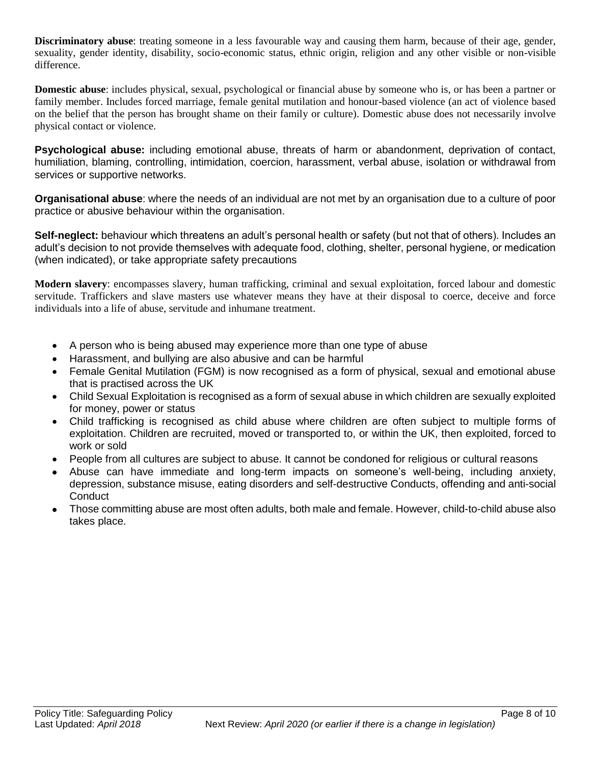**Discriminatory abuse**: treating someone in a less favourable way and causing them harm, because of their age, gender, sexuality, gender identity, disability, socio-economic status, ethnic origin, religion and any other visible or non-visible difference.

**Domestic abuse**: includes physical, sexual, psychological or financial abuse by someone who is, or has been a partner or family member. Includes forced marriage, female genital mutilation and honour-based violence (an act of violence based on the belief that the person has brought shame on their family or culture). Domestic abuse does not necessarily involve physical contact or violence.

**Psychological abuse:** including emotional abuse, threats of harm or abandonment, deprivation of contact, humiliation, blaming, controlling, intimidation, coercion, harassment, verbal abuse, isolation or withdrawal from services or supportive networks.

**Organisational abuse**: where the needs of an individual are not met by an organisation due to a culture of poor practice or abusive behaviour within the organisation.

**Self-neglect:** behaviour which threatens an adult's personal health or safety (but not that of others). Includes an adult's decision to not provide themselves with adequate food, clothing, shelter, personal hygiene, or medication (when indicated), or take appropriate safety precautions

**Modern slavery**: encompasses slavery, human trafficking, criminal and sexual exploitation, forced labour and domestic servitude. Traffickers and slave masters use whatever means they have at their disposal to coerce, deceive and force individuals into a life of abuse, servitude and inhumane treatment.

- A person who is being abused may experience more than one type of abuse
- Harassment, and bullying are also abusive and can be harmful
- Female Genital Mutilation (FGM) is now recognised as a form of physical, sexual and emotional abuse that is practised across the UK
- Child Sexual Exploitation is recognised as a form of sexual abuse in which children are sexually exploited for money, power or status
- Child trafficking is recognised as child abuse where children are often subject to multiple forms of exploitation. Children are recruited, moved or transported to, or within the UK, then exploited, forced to work or sold
- People from all cultures are subject to abuse. It cannot be condoned for religious or cultural reasons
- Abuse can have immediate and long-term impacts on someone's well-being, including anxiety, depression, substance misuse, eating disorders and self-destructive Conducts, offending and anti-social Conduct
- Those committing abuse are most often adults, both male and female. However, child-to-child abuse also takes place.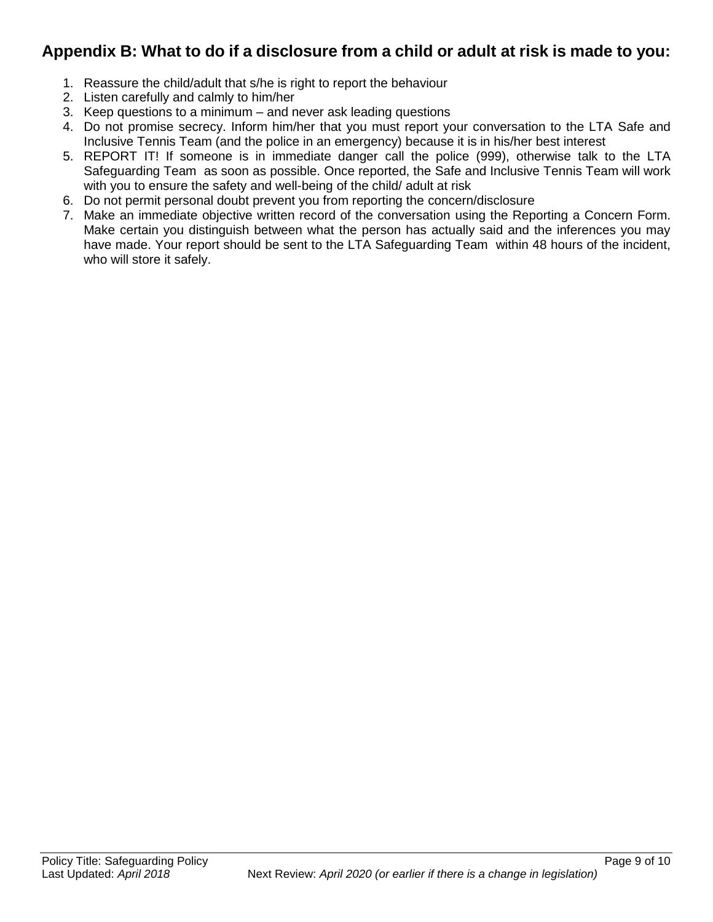## Appendix B: What to do if a disclosure from a child or adult at risk is made to you:

1. Reassure the child/adult that s/he is right to report the behaviour
2. Listen carefully and calmly to him/her
3. Keep questions to a minimum – and never ask leading questions
4. Do not promise secrecy. Inform him/her that you must report your conversation to the LTA Safe and Inclusive Tennis Team (and the police in an emergency) because it is in his/her best interest
5. REPORT IT! If someone is in immediate danger call the police (999), otherwise talk to the LTA Safeguarding Team as soon as possible. Once reported, the Safe and Inclusive Tennis Team will work with you to ensure the safety and well-being of the child/ adult at risk
6. Do not permit personal doubt prevent you from reporting the concern/disclosure
7. Make an immediate objective written record of the conversation using the Reporting a Concern Form. Make certain you distinguish between what the person has actually said and the inferences you may have made. Your report should be sent to the LTA Safeguarding Team within 48 hours of the incident, who will store it safely.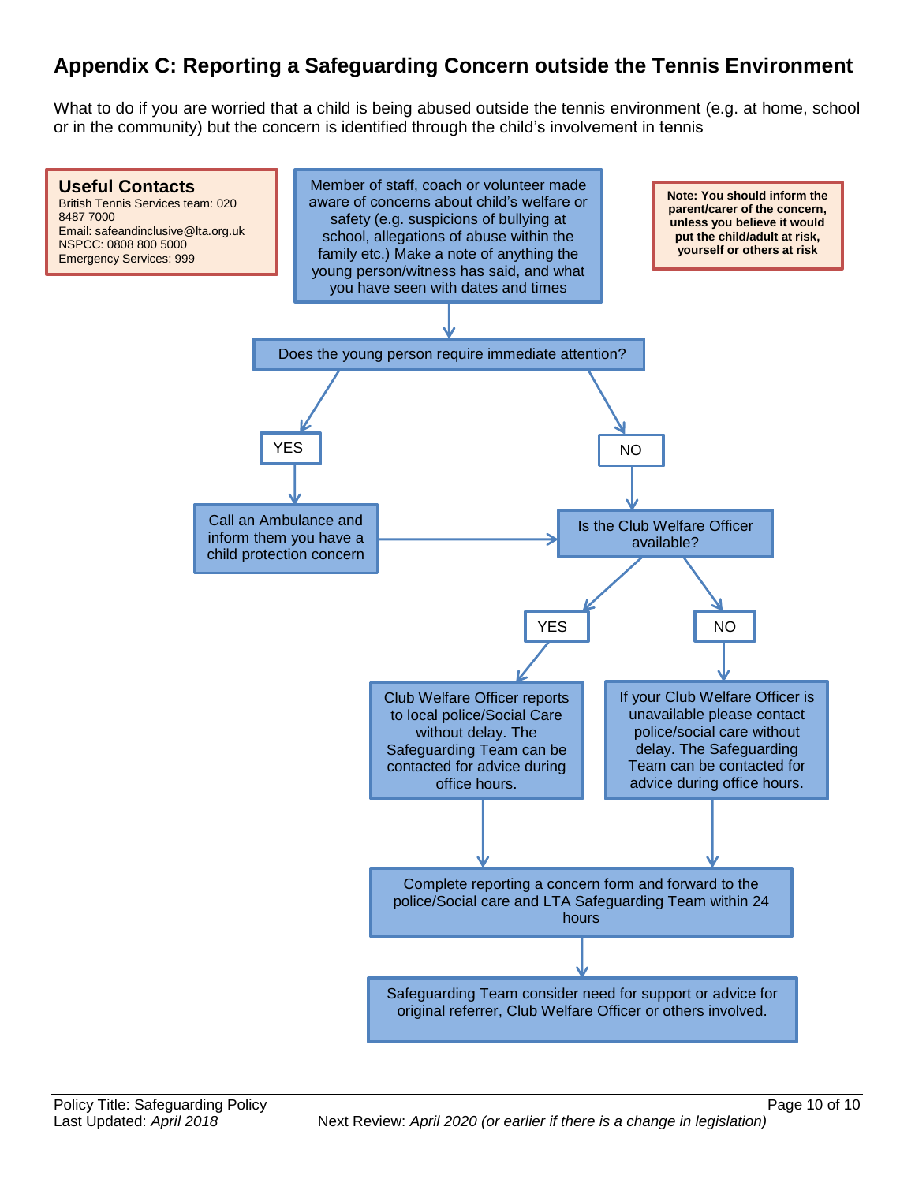## Appendix C: Reporting a Safeguarding Concern outside the Tennis Environment

What to do if you are worried that a child is being abused outside the tennis environment (e.g. at home, school or in the community) but the concern is identified through the child's involvement in tennis

**Useful Contacts**
British Tennis Services team: 020 8487 7000
Email: safeandinclusive@lta.org.uk
NSPCC: 0808 800 5000
Emergency Services: 999

Member of staff, coach or volunteer made aware of concerns about child's welfare or safety (e.g. suspicions of bullying at school, allegations of abuse within the family etc.) Make a note of anything the young person/witness has said, and what you have seen with dates and times

**Note: You should inform the parent/carer of the concern, unless you believe it would put the child/adult at risk, yourself or others at risk**

Does the young person require immediate attention?

YES

Call an Ambulance and inform them you have a child protection concern

NO

Is the Club Welfare Officer available?

YES

Club Welfare Officer reports to local police/Social Care without delay. The Safeguarding Team can be contacted for advice during office hours.

NO

If your Club Welfare Officer is unavailable please contact police/social care without delay. The Safeguarding Team can be contacted for advice during office hours.

Complete reporting a concern form and forward to the police/Social care and LTA Safeguarding Team within 24 hours

Safeguarding Team consider need for support or advice for original referrer, Club Welfare Officer or others involved.

Policy Title: Safeguarding Policy
Last Updated: *April 2018*
Next Review: *April 2020 (or earlier if there is a change in legislation)*